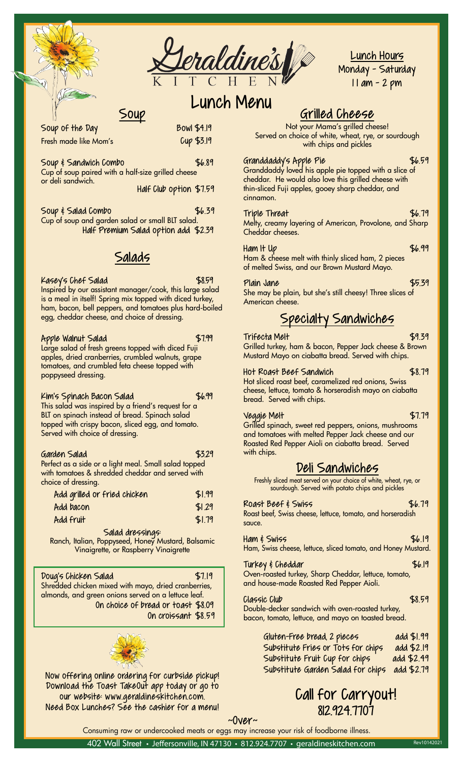# Geraldine's Kitchen

## Lunch Menu

**Lunch Hours**
Monday - Saturday
11 am - 2 pm

## Soup

**Soup of the Day** — Bowl $4.19
Fresh made like Mom's — Cup $3.19

**Soup & Sandwich Combo** — $6.89
Cup of soup paired with a half-size grilled cheese or deli sandwich.
Half Club option $7.59

**Soup & Salad Combo** — $6.39
Cup of soup and garden salad or small BLT salad.
Half Premium Salad option add $2.39

## Salads

**Kasey's Chef Salad** — $8.59
Inspired by our assistant manager/cook, this large salad is a meal in itself! Spring mix topped with diced turkey, ham, bacon, bell peppers, and tomatoes plus hard-boiled egg, cheddar cheese, and choice of dressing.

**Apple Walnut Salad** — $7.99
Large salad of fresh greens topped with diced Fuji apples, dried cranberries, crumbled walnuts, grape tomatoes, and crumbled feta cheese topped with poppyseed dressing.

**Kim's Spinach Bacon Salad** — $6.99
This salad was inspired by a friend's request for a BLT on spinach instead of bread. Spinach salad topped with crispy bacon, sliced egg, and tomato. Served with choice of dressing.

**Garden Salad** — $3.29
Perfect as a side or a light meal. Small salad topped with tomatoes & shredded cheddar and served with choice of dressing.

| | |
|---|---|
| Add grilled or fried chicken | $1.99 |
| Add bacon | $1.29 |
| Add fruit | $1.79 |

**Salad dressings:**
Ranch, Italian, Poppyseed, Honey Mustard, Balsamic Vinaigrette, or Raspberry Vinaigrette

**Doug's Chicken Salad** — $7.19
Shredded chicken mixed with mayo, dried cranberries, almonds, and green onions served on a lettuce leaf.
On choice of bread or toast $8.09
On croissant $8.59

Now offering online ordering for curbside pickup! Download the Toast TakeOut app today or go to our website: www.geraldineskitchen.com.
Need Box Lunches? See the cashier for a menu!

## Grilled Cheese

Not your Mama's grilled cheese!
Served on choice of white, wheat, rye, or sourdough with chips and pickles

**Granddaddy's Apple Pie** — $6.59
Granddaddy loved his apple pie topped with a slice of cheddar. He would also love this grilled cheese with thin-sliced Fuji apples, gooey sharp cheddar, and cinnamon.

**Triple Threat** — $6.79
Melty, creamy layering of American, Provolone, and Sharp Cheddar cheeses.

**Ham It Up** — $6.99
Ham & cheese melt with thinly sliced ham, 2 pieces of melted Swiss, and our Brown Mustard Mayo.

**Plain Jane** — $5.39
She may be plain, but she's still cheesy! Three slices of American cheese.

## Specialty Sandwiches

**Trifecta Melt** — $9.39
Grilled turkey, ham & bacon, Pepper Jack cheese & Brown Mustard Mayo on ciabatta bread. Served with chips.

**Hot Roast Beef Sandwich** — $8.79
Hot sliced roast beef, caramelized red onions, Swiss cheese, lettuce, tomato & horseradish mayo on ciabatta bread. Served with chips.

**Veggie Melt** — $7.79
Grilled spinach, sweet red peppers, onions, mushrooms and tomatoes with melted Pepper Jack cheese and our Roasted Red Pepper Aioli on ciabatta bread. Served with chips.

## Deli Sandwiches

Freshly sliced meat served on your choice of white, wheat, rye, or sourdough. Served with potato chips and pickles

**Roast Beef & Swiss** — $6.79
Roast beef, Swiss cheese, lettuce, tomato, and horseradish sauce.

**Ham & Swiss** — $6.19
Ham, Swiss cheese, lettuce, sliced tomato, and Honey Mustard.

**Turkey & Cheddar** — $6.19
Oven-roasted turkey, Sharp Cheddar, lettuce, tomato, and house-made Roasted Red Pepper Aioli.

**Classic Club** — $8.59
Double-decker sandwich with oven-roasted turkey, bacon, tomato, lettuce, and mayo on toasted bread.

| | |
|---|---|
| Gluten-Free bread, 2 pieces | add $1.99 |
| Substitute Fries or Tots for chips | add $2.19 |
| Substitute Fruit Cup for chips | add $2.49 |
| Substitute Garden Salad for chips | add $2.79 |

**Call for Carryout!**
812.924.7707

~Over~

Consuming raw or undercooked meats or eggs may increase your risk of foodborne illness.

402 Wall Street • Jeffersonville, IN 47130 • 812.924.7707 • geraldineskitchen.com

Rev10142021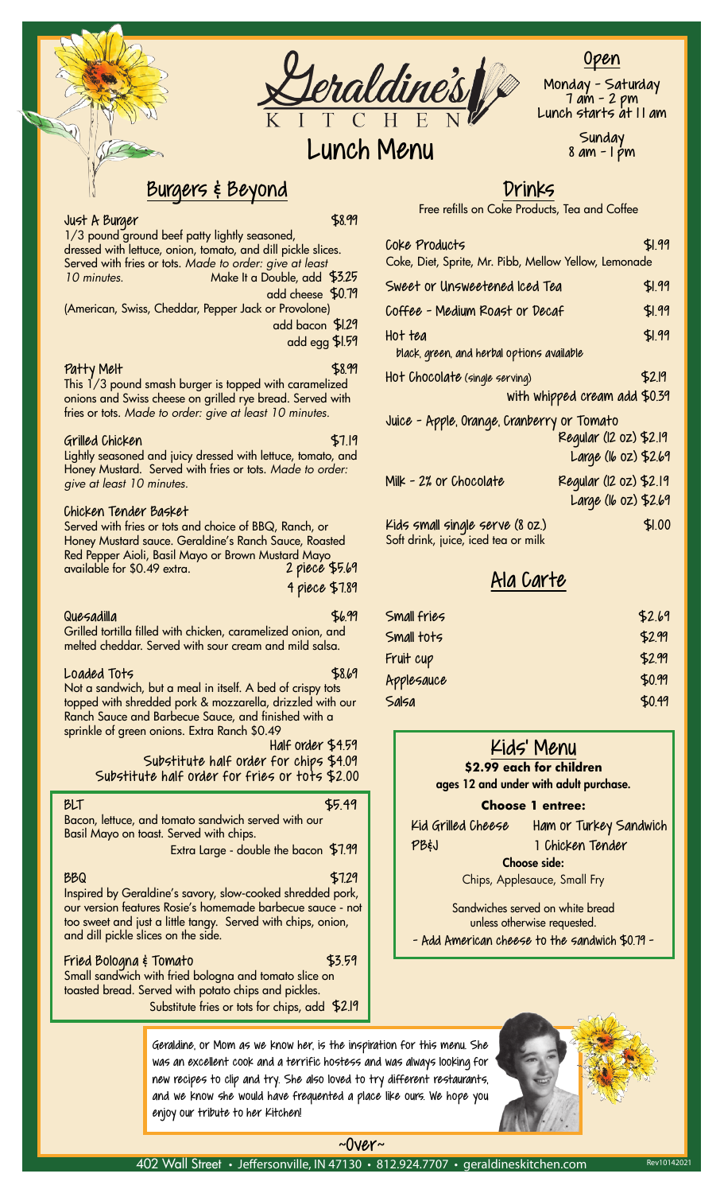# Geraldine's KITCHEN

## Lunch Menu

**Open**
Monday - Saturday
7 am - 2 pm
Lunch starts at 11 am

Sunday
8 am - 1 pm

## Burgers & Beyond

**Just A Burger** $8.99
1/3 pound ground beef patty lightly seasoned, dressed with lettuce, onion, tomato, and dill pickle slices. Served with fries or tots. *Made to order: give at least 10 minutes.*
Make It a Double, add $3.25
add cheese $0.79
(American, Swiss, Cheddar, Pepper Jack or Provolone)
add bacon $1.29
add egg $1.59

**Patty Melt** $8.99
This 1/3 pound smash burger is topped with caramelized onions and Swiss cheese on grilled rye bread. Served with fries or tots. *Made to order: give at least 10 minutes.*

**Grilled Chicken** $7.19
Lightly seasoned and juicy dressed with lettuce, tomato, and Honey Mustard. Served with fries or tots. *Made to order: give at least 10 minutes.*

**Chicken Tender Basket**
Served with fries or tots and choice of BBQ, Ranch, or Honey Mustard sauce. Geraldine's Ranch Sauce, Roasted Red Pepper Aioli, Basil Mayo or Brown Mustard Mayo available for $0.49 extra.
2 piece $5.69
4 piece $7.89

**Quesadilla** $6.99
Grilled tortilla filled with chicken, caramelized onion, and melted cheddar. Served with sour cream and mild salsa.

**Loaded Tots** $8.69
Not a sandwich, but a meal in itself. A bed of crispy tots topped with shredded pork & mozzarella, drizzled with our Ranch Sauce and Barbecue Sauce, and finished with a sprinkle of green onions. Extra Ranch $0.49
Half order $4.59
Substitute half order for chips $4.09
Substitute half order for fries or tots $2.00

**BLT** $5.49
Bacon, lettuce, and tomato sandwich served with our Basil Mayo on toast. Served with chips.
Extra Large - double the bacon $7.99

**BBQ** $7.29
Inspired by Geraldine's savory, slow-cooked shredded pork, our version features Rosie's homemade barbecue sauce - not too sweet and just a little tangy. Served with chips, onion, and dill pickle slices on the side.

**Fried Bologna & Tomato** $3.59
Small sandwich with fried bologna and tomato slice on toasted bread. Served with potato chips and pickles.
Substitute fries or tots for chips, add $2.19

## Drinks

Free refills on Coke Products, Tea and Coffee

**Coke Products** $1.99
Coke, Diet, Sprite, Mr. Pibb, Mellow Yellow, Lemonade

**Sweet or Unsweetened Iced Tea** $1.99

**Coffee - Medium Roast or Decaf** $1.99

**Hot tea** $1.99
black, green, and herbal options available

**Hot Chocolate** (single serving) $2.19
with whipped cream add $0.39

**Juice - Apple, Orange, Cranberry or Tomato**
Regular (12 oz) $2.19
Large (16 oz) $2.69

**Milk - 2% or Chocolate**
Regular (12 oz) $2.19
Large (16 oz) $2.69

**Kids small single serve (8 oz.)** $1.00
Soft drink, juice, iced tea or milk

## Ala Carte

| | |
|---|---|
| Small fries | $2.69 |
| Small tots | $2.99 |
| Fruit cup | $2.99 |
| Applesauce | $0.99 |
| Salsa | $0.49 |

## Kids' Menu

**$2.99 each for children ages 12 and under with adult purchase.**

**Choose 1 entree:**
Kid Grilled Cheese
Ham or Turkey Sandwich
PB&J
1 Chicken Tender

**Choose side:**
Chips, Applesauce, Small Fry

Sandwiches served on white bread unless otherwise requested.

- Add American cheese to the sandwich $0.79 -

Geraldine, or Mom as we know her, is the inspiration for this menu. She was an excellent cook and a terrific hostess and was always looking for new recipes to clip and try. She also loved to try different restaurants, and we know she would have frequented a place like ours. We hope you enjoy our tribute to her Kitchen!

~Over~

402 Wall Street • Jeffersonville, IN 47130 • 812.924.7707 • geraldineskitchen.com

Rev10142021